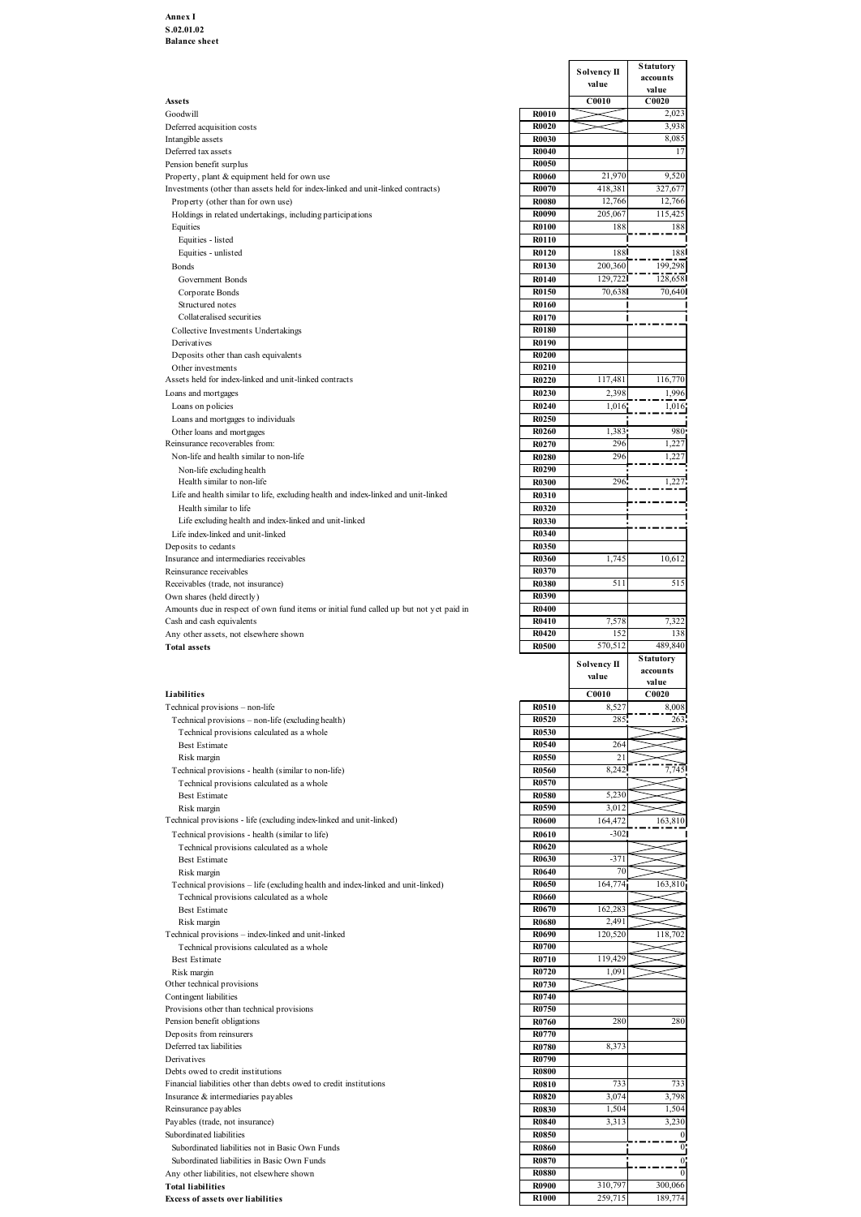**Annex I**
**S.02.01.02**
**Balance sheet**

| | | Solvency II value | Statutory accounts value |
|---|---|---|---|
| **Assets** | | C0010 | C0020 |
| Goodwill | R0010 | | 2,023 |
| Deferred acquisition costs | R0020 | | 3,938 |
| Intangible assets | R0030 | | 8,085 |
| Deferred tax assets | R0040 | | 17 |
| Pension benefit surplus | R0050 | | |
| Property, plant & equipment held for own use | R0060 | 21,970 | 9,520 |
| Investments (other than assets held for index-linked and unit-linked contracts) | R0070 | 418,381 | 327,677 |
| Property (other than for own use) | R0080 | 12,766 | 12,766 |
| Holdings in related undertakings, including participations | R0090 | 205,067 | 115,425 |
| Equities | R0100 | 188 | 188 |
| Equities - listed | R0110 | | |
| Equities - unlisted | R0120 | 188 | 188 |
| Bonds | R0130 | 200,360 | 199,298 |
| Government Bonds | R0140 | 129,722 | 128,658 |
| Corporate Bonds | R0150 | 70,638 | 70,640 |
| Structured notes | R0160 | | |
| Collateralised securities | R0170 | | |
| Collective Investments Undertakings | R0180 | | |
| Derivatives | R0190 | | |
| Deposits other than cash equivalents | R0200 | | |
| Other investments | R0210 | | |
| Assets held for index-linked and unit-linked contracts | R0220 | 117,481 | 116,770 |
| Loans and mortgages | R0230 | 2,398 | 1,996 |
| Loans on policies | R0240 | 1,016 | 1,016 |
| Loans and mortgages to individuals | R0250 | | |
| Other loans and mortgages | R0260 | 1,383 | 980 |
| Reinsurance recoverables from: | R0270 | 296 | 1,227 |
| Non-life and health similar to non-life | R0280 | 296 | 1,227 |
| Non-life excluding health | R0290 | | |
| Health similar to non-life | R0300 | 296 | 1,227 |
| Life and health similar to life, excluding health and index-linked and unit-linked | R0310 | | |
| Health similar to life | R0320 | | |
| Life excluding health and index-linked and unit-linked | R0330 | | |
| Life index-linked and unit-linked | R0340 | | |
| Deposits to cedants | R0350 | | |
| Insurance and intermediaries receivables | R0360 | 1,745 | 10,612 |
| Reinsurance receivables | R0370 | | |
| Receivables (trade, not insurance) | R0380 | 511 | 515 |
| Own shares (held directly) | R0390 | | |
| Amounts due in respect of own fund items or initial fund called up but not yet paid in | R0400 | | |
| Cash and cash equivalents | R0410 | 7,578 | 7,322 |
| Any other assets, not elsewhere shown | R0420 | 152 | 138 |
| **Total assets** | R0500 | 570,512 | 489,840 |

| | | Solvency II value | Statutory accounts value |
|---|---|---|---|
| **Liabilities** | | C0010 | C0020 |
| Technical provisions – non-life | R0510 | 8,527 | 8,008 |
| Technical provisions – non-life (excluding health) | R0520 | 285 | 263 |
| Technical provisions calculated as a whole | R0530 | | |
| Best Estimate | R0540 | 264 | |
| Risk margin | R0550 | 21 | |
| Technical provisions - health (similar to non-life) | R0560 | 8,242 | 7,745 |
| Technical provisions calculated as a whole | R0570 | | |
| Best Estimate | R0580 | 5,230 | |
| Risk margin | R0590 | 3,012 | |
| Technical provisions - life (excluding index-linked and unit-linked) | R0600 | 164,472 | 163,810 |
| Technical provisions - health (similar to life) | R0610 | -302 | |
| Technical provisions calculated as a whole | R0620 | | |
| Best Estimate | R0630 | -371 | |
| Risk margin | R0640 | 70 | |
| Technical provisions – life (excluding health and index-linked and unit-linked) | R0650 | 164,774 | 163,810 |
| Technical provisions calculated as a whole | R0660 | | |
| Best Estimate | R0670 | 162,283 | |
| Risk margin | R0680 | 2,491 | |
| Technical provisions – index-linked and unit-linked | R0690 | 120,520 | 118,702 |
| Technical provisions calculated as a whole | R0700 | | |
| Best Estimate | R0710 | 119,429 | |
| Risk margin | R0720 | 1,091 | |
| Other technical provisions | R0730 | | |
| Contingent liabilities | R0740 | | |
| Provisions other than technical provisions | R0750 | | |
| Pension benefit obligations | R0760 | 280 | 280 |
| Deposits from reinsurers | R0770 | | |
| Deferred tax liabilities | R0780 | 8,373 | |
| Derivatives | R0790 | | |
| Debts owed to credit institutions | R0800 | | |
| Financial liabilities other than debts owed to credit institutions | R0810 | 733 | 733 |
| Insurance & intermediaries payables | R0820 | 3,074 | 3,798 |
| Reinsurance payables | R0830 | 1,504 | 1,504 |
| Payables (trade, not insurance) | R0840 | 3,313 | 3,230 |
| Subordinated liabilities | R0850 | | 0 |
| Subordinated liabilities not in Basic Own Funds | R0860 | | 0 |
| Subordinated liabilities in Basic Own Funds | R0870 | | 0 |
| Any other liabilities, not elsewhere shown | R0880 | | 0 |
| **Total liabilities** | R0900 | 310,797 | 300,066 |
| **Excess of assets over liabilities** | R1000 | 259,715 | 189,774 |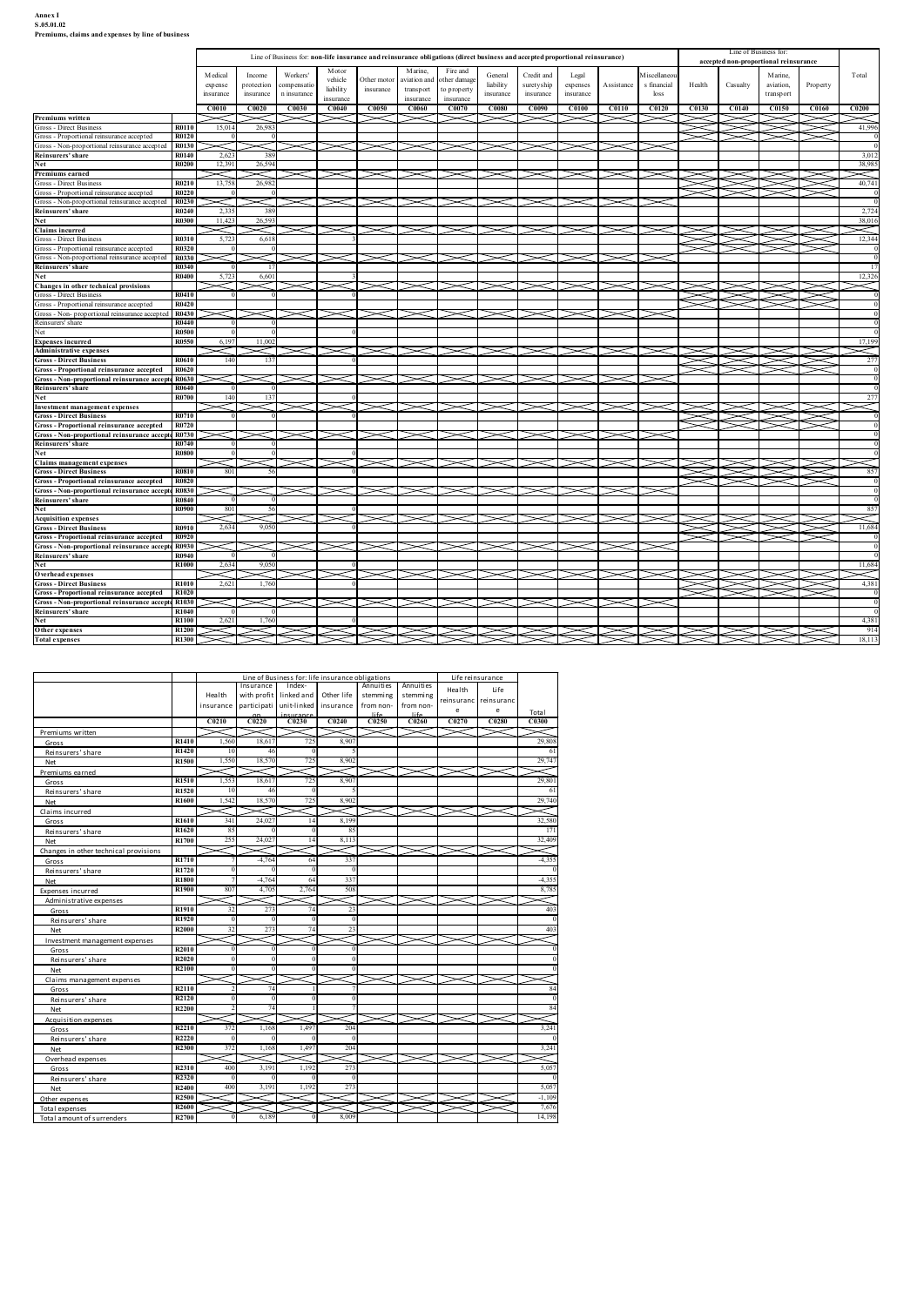**Annex I**
**S.05.01.02**
**Premiums, claims and expenses by line of business**

| | | Line of Business for: non-life insurance and reinsurance obligations (direct business and accepted proportional reinsurance) | | | | | | | | | | | | Line of Business for: accepted non-proportional reinsurance | | | | Total |
|---|---|---|---|---|---|---|---|---|---|---|---|---|---|---|---|---|---|---|
| | | Medical expense insurance | Income protection insurance | Workers' compensation insurance | Motor vehicle liability insurance | Other motor insurance | Marine, aviation and transport insurance | Fire and other damage to property insurance | General liability insurance | Credit and suretyship insurance | Legal expenses insurance | Assistance | Miscellaneous financial loss | Health | Casualty | Marine, aviation, transport | Property | |
| | | C0010 | C0020 | C0030 | C0040 | C0050 | C0060 | C0070 | C0080 | C0090 | C0100 | C0110 | C0120 | C0130 | C0140 | C0150 | C0160 | C0200 |
| **Premiums written** | | | | | | | | | | | | | | | | | | |
| Gross - Direct Business | R0110 | 15,014 | 26,983 | | | | | | | | | | | | | | | 41,996 |
| Gross - Proportional reinsurance accepted | R0120 | 0 | 0 | | | | | | | | | | | | | | | 0 |
| Gross - Non-proportional reinsurance accepted | R0130 | | | | | | | | | | | | | | | | | 0 |
| Reinsurers' share | R0140 | 2,623 | 389 | | | | | | | | | | | | | | | 3,012 |
| Net | R0200 | 12,391 | 26,594 | | | | | | | | | | | | | | | 38,985 |
| **Premiums earned** | | | | | | | | | | | | | | | | | | |
| Gross - Direct Business | R0210 | 13,758 | 26,982 | | | | | | | | | | | | | | | 40,741 |
| Gross - Proportional reinsurance accepted | R0220 | 0 | 0 | | | | | | | | | | | | | | | 0 |
| Gross - Non-proportional reinsurance accepted | R0230 | | | | | | | | | | | | | | | | | 0 |
| Reinsurers' share | R0240 | 2,335 | 389 | | | | | | | | | | | | | | | 2,724 |
| Net | R0300 | 11,423 | 26,593 | | | | | | | | | | | | | | | 38,016 |
| **Claims incurred** | | | | | | | | | | | | | | | | | | |
| Gross - Direct Business | R0310 | 5,723 | 6,618 | | 3 | | | | | | | | | | | | | 12,344 |
| Gross - Proportional reinsurance accepted | R0320 | 0 | 0 | | | | | | | | | | | | | | | 0 |
| Gross - Non-proportional reinsurance accepted | R0330 | | | | | | | | | | | | | | | | | 0 |
| Reinsurers' share | R0340 | 0 | 17 | | | | | | | | | | | | | | | 17 |
| Net | R0400 | 5,723 | 6,601 | | 3 | | | | | | | | | | | | | 12,326 |
| **Changes in other technical provisions** | | | | | | | | | | | | | | | | | | |
| Gross - Direct Business | R0410 | 0 | 0 | | 0 | | | | | | | | | | | | | 0 |
| Gross - Proportional reinsurance accepted | R0420 | | | | | | | | | | | | | | | | | 0 |
| Gross - Non- proportional reinsurance accepted | R0430 | | | | | | | | | | | | | | | | | 0 |
| Reinsurers' share | R0440 | 0 | 0 | | | | | | | | | | | | | | | 0 |
| Net | R0500 | 0 | 0 | | 0 | | | | | | | | | | | | | 0 |
| **Expenses incurred** | R0550 | 6,197 | 11,002 | | 0 | | | | | | | | | | | | | 17,199 |
| **Administrative expenses** | | | | | | | | | | | | | | | | | | |
| Gross - Direct Business | R0610 | 140 | 137 | | 0 | | | | | | | | | | | | | 277 |
| Gross - Proportional reinsurance accepted | R0620 | | | | | | | | | | | | | | | | | 0 |
| Gross - Non-proportional reinsurance accepted | R0630 | | | | | | | | | | | | | | | | | 0 |
| Reinsurers' share | R0640 | 0 | 0 | | | | | | | | | | | | | | | 0 |
| Net | R0700 | 140 | 137 | | 0 | | | | | | | | | | | | | 277 |
| **Investment management expenses** | | | | | | | | | | | | | | | | | | |
| Gross - Direct Business | R0710 | 0 | 0 | | 0 | | | | | | | | | | | | | 0 |
| Gross - Proportional reinsurance accepted | R0720 | | | | | | | | | | | | | | | | | 0 |
| Gross - Non-proportional reinsurance accepted | R0730 | | | | | | | | | | | | | | | | | 0 |
| Reinsurers' share | R0740 | 0 | 0 | | | | | | | | | | | | | | | 0 |
| Net | R0800 | 0 | 0 | | 0 | | | | | | | | | | | | | 0 |
| **Claims management expenses** | | | | | | | | | | | | | | | | | | |
| Gross - Direct Business | R0810 | 801 | 56 | | 0 | | | | | | | | | | | | | 857 |
| Gross - Proportional reinsurance accepted | R0820 | | | | | | | | | | | | | | | | | 0 |
| Gross - Non-proportional reinsurance accepted | R0830 | | | | | | | | | | | | | | | | | 0 |
| Reinsurers' share | R0840 | 0 | 0 | | | | | | | | | | | | | | | 0 |
| Net | R0900 | 801 | 56 | | 0 | | | | | | | | | | | | | 857 |
| **Acquisition expenses** | | | | | | | | | | | | | | | | | | |
| Gross - Direct Business | R0910 | 2,634 | 9,050 | | 0 | | | | | | | | | | | | | 11,684 |
| Gross - Proportional reinsurance accepted | R0920 | | | | | | | | | | | | | | | | | 0 |
| Gross - Non-proportional reinsurance accepted | R0930 | | | | | | | | | | | | | | | | | 0 |
| Reinsurers' share | R0940 | 0 | 0 | | | | | | | | | | | | | | | 0 |
| Net | R1000 | 2,634 | 9,050 | | 0 | | | | | | | | | | | | | 11,684 |
| **Overhead expenses** | | | | | | | | | | | | | | | | | | |
| Gross - Direct Business | R1010 | 2,621 | 1,760 | | 0 | | | | | | | | | | | | | 4,381 |
| Gross - Proportional reinsurance accepted | R1020 | | | | | | | | | | | | | | | | | 0 |
| Gross - Non-proportional reinsurance accepted | R1030 | | | | | | | | | | | | | | | | | 0 |
| Reinsurers' share | R1040 | 0 | 0 | | | | | | | | | | | | | | | 0 |
| Net | R1100 | 2,621 | 1,760 | | 0 | | | | | | | | | | | | | 4,381 |
| **Other expenses** | R1200 | | | | | | | | | | | | | | | | | 914 |
| **Total expenses** | R1300 | | | | | | | | | | | | | | | | | 18,113 |

| | | Line of Business for: life insurance obligations | | | | | | Life reinsurance | | Total |
|---|---|---|---|---|---|---|---|---|---|---|
| | | Health insurance | Insurance with profit participation | Index-linked and unit-linked insurance | Other life insurance | Annuities stemming from non-life | Annuities stemming from non-life | Health reinsurance | Life reinsurance | |
| | | C0210 | C0220 | C0230 | C0240 | C0250 | C0260 | C0270 | C0280 | C0300 |
| Premiums written | | | | | | | | | | |
| Gross | R1410 | 1,560 | 18,617 | 725 | 8,907 | | | | | 29,808 |
| Reinsurers' share | R1420 | 10 | 46 | 0 | 5 | | | | | 61 |
| Net | R1500 | 1,550 | 18,570 | 725 | 8,902 | | | | | 29,747 |
| Premiums earned | | | | | | | | | | |
| Gross | R1510 | 1,553 | 18,617 | 725 | 8,907 | | | | | 29,801 |
| Reinsurers' share | R1520 | 10 | 46 | 0 | 5 | | | | | 61 |
| Net | R1600 | 1,542 | 18,570 | 725 | 8,902 | | | | | 29,740 |
| Claims incurred | | | | | | | | | | |
| Gross | R1610 | 341 | 24,027 | 14 | 8,199 | | | | | 32,580 |
| Reinsurers' share | R1620 | 85 | 0 | 0 | 85 | | | | | 171 |
| Net | R1700 | 255 | 24,027 | 14 | 8,113 | | | | | 32,409 |
| Changes in other technical provisions | | | | | | | | | | |
| Gross | R1710 | 7 | -4,764 | 64 | 337 | | | | | -4,355 |
| Reinsurers' share | R1720 | 0 | 0 | 0 | 0 | | | | | 0 |
| Net | R1800 | 7 | -4,764 | 64 | 337 | | | | | -4,355 |
| Expenses incurred | R1900 | 807 | 4,705 | 2,764 | 508 | | | | | 8,785 |
| Administrative expenses | | | | | | | | | | |
| Gross | R1910 | 32 | 273 | 74 | 23 | | | | | 403 |
| Reinsurers' share | R1920 | 0 | 0 | 0 | 0 | | | | | 0 |
| Net | R2000 | 32 | 273 | 74 | 23 | | | | | 403 |
| Investment management expenses | | | | | | | | | | |
| Gross | R2010 | 0 | 0 | 0 | 0 | | | | | 0 |
| Reinsurers' share | R2020 | 0 | 0 | 0 | 0 | | | | | 0 |
| Net | R2100 | 0 | 0 | 0 | 0 | | | | | 0 |
| Claims management expenses | | | | | | | | | | |
| Gross | R2110 | 2 | 74 | 1 | 7 | | | | | 84 |
| Reinsurers' share | R2120 | 0 | 0 | 0 | 0 | | | | | 0 |
| Net | R2200 | 2 | 74 | 1 | 7 | | | | | 84 |
| Acquisition expenses | | | | | | | | | | |
| Gross | R2210 | 372 | 1,168 | 1,497 | 204 | | | | | 3,241 |
| Reinsurers' share | R2220 | 0 | 0 | 0 | 0 | | | | | 0 |
| Net | R2300 | 372 | 1,168 | 1,497 | 204 | | | | | 3,241 |
| Overhead expenses | | | | | | | | | | |
| Gross | R2310 | 400 | 3,191 | 1,192 | 273 | | | | | 5,057 |
| Reinsurers' share | R2320 | 0 | 0 | 0 | 0 | | | | | 0 |
| Net | R2400 | 400 | 3,191 | 1,192 | 273 | | | | | 5,057 |
| Other expenses | R2500 | | | | | | | | | -1,109 |
| Total expenses | R2600 | | | | | | | | | 7,676 |
| Total amount of surrenders | R2700 | 0 | 6,189 | 0 | 8,009 | | | | | 14,198 |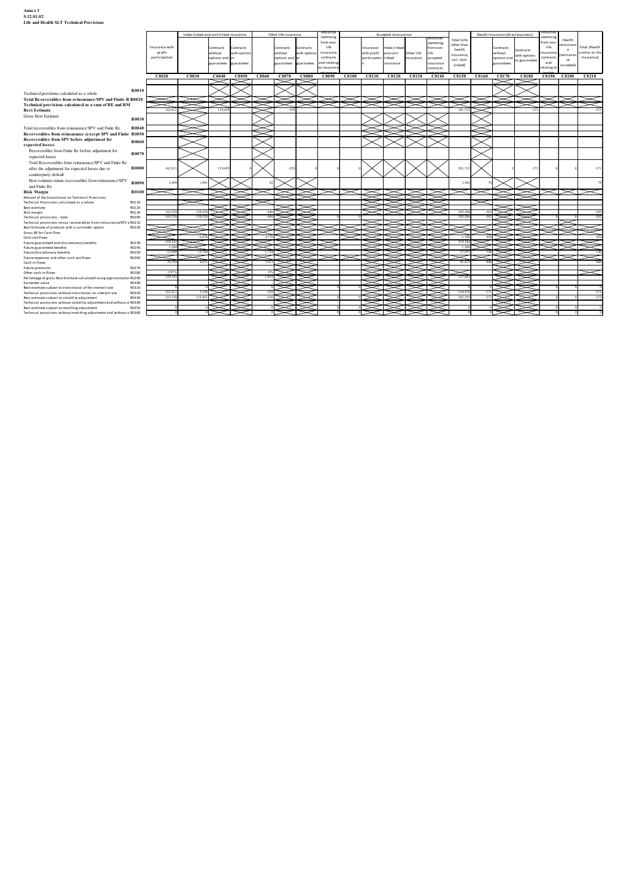**Annex I**
**S.12.01.02**
**Life and Health SLT Technical Provisions**

| | | Index-linked and unit-linked insurance | | | Other life insurance | | | Annuities stemming from non-life insurance contracts and relating to insurance obligation | Accepted reinsurance | | | | | Total (Life other than health insurance, incl. Unit-Linked) | Health insurance (direct business) | | | Annuities stemming from non-life insurance contracts and relating to health | Health reinsurance (reinsurance accepted) | Total (Health similar to life insurance) |
|---|---|---|---|---|---|---|---|---|---|---|---|---|---|---|---|---|---|---|---|---|
| | Insurance with profit participation | | Contracts without options and guarantees | Contracts with options or guarantees | | Contracts without options and guarantees | Contracts with options or guarantees | | | Insurance with profit participation | Index-linked and unit-linked insurance | Other life insurance | Annuities stemming from non-life accepted insurance contracts | | | Contracts without options and guarantees | Contracts with options or guarantees | | | |
| | C0020 | C0030 | C0040 | C0050 | C0060 | C0070 | C0080 | C0090 | C0100 | C0110 | C0120 | C0130 | C0140 | C0150 | C0160 | C0170 | C0180 | C0190 | C0200 | C0210 |
| Technical provisions calculated as a whole R0010 | | | | | | | | | | | | | | | | | | | | |
| Total Recoverables from reinsurance/SPV and Finite Re R0020 | | | | | | | | | | | | | | | | | | | | |
| Technical provisions calculated as a sum of BE and RM | | | | | | | | | | | | | | | | | | | | |
| Best Estimate | | | | | | | | | | | | | | | | | | | | |
| Gross Best Estimate R0030 | 162,811 | | 119,429 | | | -528 | | | | | | | | 281,712 | | | -371 | | | -371 |
| Total recoverables from reinsurance/SPV and Finite Re R0040 | | | | | | | | | | | | | | | | | | | | |
| Recoverables from reinsurance (except SPV and Finite Re) R0050 | | | | | | | | | | | | | | | | | | | | |
| Recoverables from SPV before adjustment for expected losses R0060 | | | | | | | | | | | | | | | | | | | | |
| Recoverables from Finite Re before adjustment for expected losses R0070 | | | | | | | | | | | | | | | | | | | | |
| Total Recoverables from reinsurance/SPV and Finite Re after the adjustment for expected losses due to counterparty default R0080 | 162,811 | | 119,429 | 0 | | -528 | 0 | 0 | 0 | | | | | 281,712 | | 0 | -371 | 0 | 0 | -371 |
| Best estimate minus recoverables from reinsurance/SPV and Finite Re R0090 | 2,409 | 1,091 | | | 82 | | | | | | | | | 3,582 | 70 | | | | | 70 |
| Risk Margin R0100 | | | | | | | | | | | | | | | | | | | | |
| Amount of the transitional on Technical Provisions | | | | | | | | | | | | | | | | | | | | |
| Technical Provisions calculated as a whole R0110 | | | | | | | | | | | | | | | | | | | | |
| Best estimate R0120 | | | | | | | | | | | | | | | | | | | | |
| Risk margin R0130 | 165,220 | 120,520 | | | -446 | | | | | | | | | 285,294 | -302 | | | | | -302 |
| Technical provisions - total R0200 | 165,220 | 120,520 | | | -446 | | | 0 | 0 | | | | | 285,294 | -302 | | | 0 | 0 | -302 |
| Technical provisions minus recoverables from reinsurance/SPV a R0210 | | | | | | | | | | | | | | | | | | | | |
| Best Estimate of products with a surrender option R0220 | | | | | | | | | | | | | | | | | | | | |
| Gross BE for Cash flow | | | | | | | | | | | | | | | | | | | | |
| Cash out-flows | | -6,479 | | | 4,779 | | | | | | | | | -1,700 | 429 | | | | | 429 |
| Future guaranteed and discretionary benefits R0230 | 219,343 | | | | | | | | | | | | | 219,343 | | | | | | |
| Future guaranteed benefits R0240 | 1,209 | | | | | | | | | | | | | 1,209 | | | | | | |
| Future discretionary benefits R0250 | 12,809 | 12,704 | | | 1,724 | | | | | | | | | 27,037 | 146 | | | | | 146 |
| Future expenses and other cash out-flows R0260 | | | | | | | | | | | | | | | | | | | | |
| Cash in-flows | 70,350 | 4,051 | | | 7,031 | | | | | | | | | 81,431 | 946 | | | | | 946 |
| Future premiums R0270 | | | | | | | | | | | | | | | | | | | | |
| Other cash in-flows R0280 | 0.97% | | | | 0% | | | | | | | | | | | | | | | |
| Percentage of gross Best Estimate calculated using approximation R0290 | 125,121 | | | | 1,912 | | | | | | | | | 127,033 | | | | | | |
| Surrender value R0300 | | | | | | | | | | | | | | | | | | | | |
| Best estimate subject to transitional of the interest rate R0310 | 0 | 0 | | | 0 | | | 0 | 0 | | | | | 0 | 0 | | | 0 | 0 | 0 |
| Technical provisions without transitional on interest rate R0320 | 162,811 | 2,194 | | | -528 | | | | | | | | | 164,476 | -371 | | | | | -371 |
| Best estimate subject to volatility adjustment R0330 | 165,330 | 119,461 | | | -536 | | | 0 | 0 | | | | | 282,255 | -372 | | | 0 | 0 | -372 |
| Technical provisions without volatility adjustment and without o R0340 | | | | | | | | | | | | | | | | | | | | |
| Best estimate subject to matching adjustment R0350 | 0 | 0 | | | 0 | | | 0 | 0 | | | | | 0 | 0 | | | 0 | 0 | 0 |
| Technical provisions without matching adjustment and without a R0360 | 0 | 0 | | | 0 | | | 0 | 0 | | | | | 0 | 0 | | | 0 | 0 | 0 |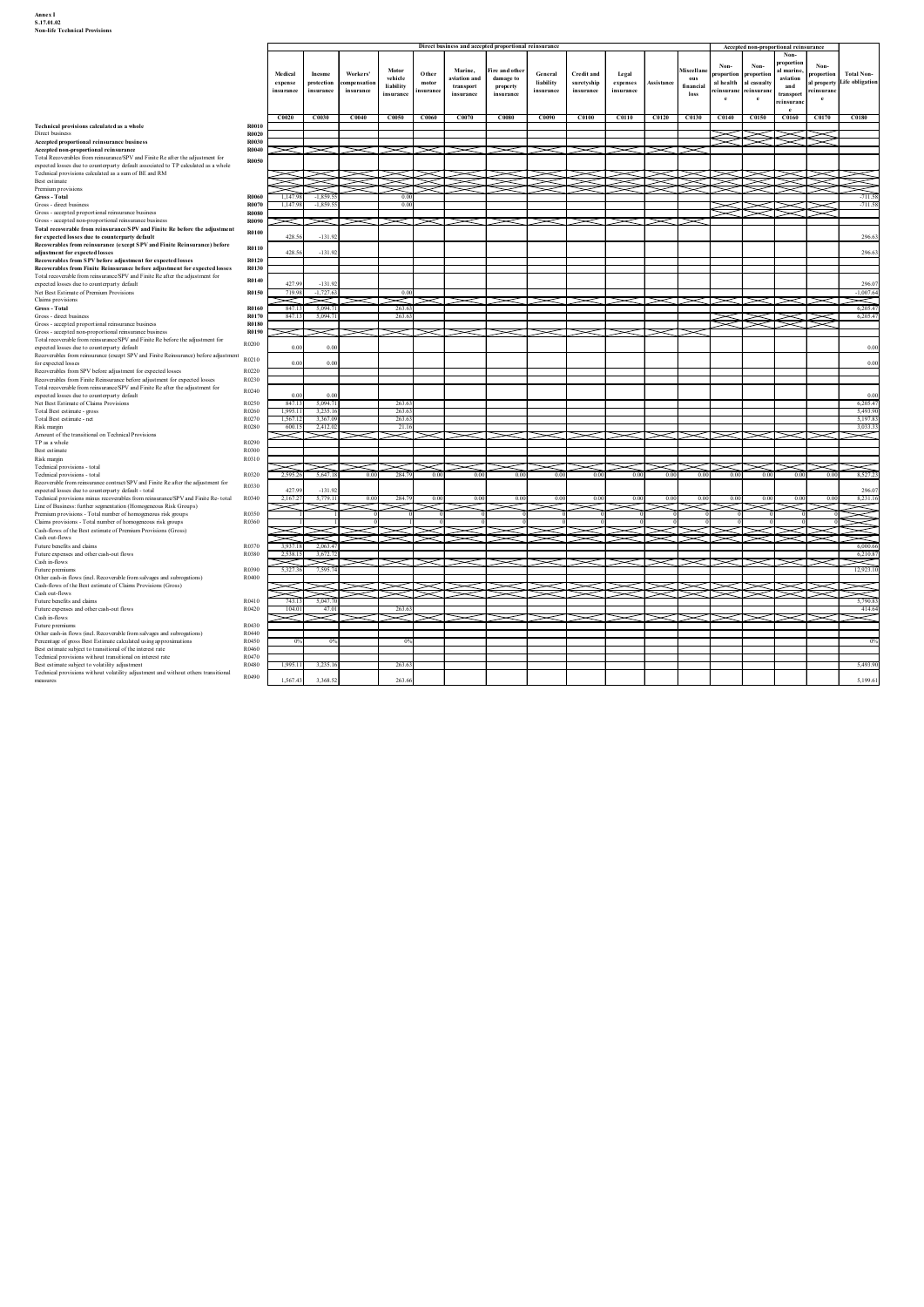**Annex I**
**S.17.01.02**
**Non-life Technical Provisions**

| | | Direct business and accepted proportional reinsurance | | | | | | | | | | | | Accepted non-proportional reinsurance | | | | |
|---|---|---|---|---|---|---|---|---|---|---|---|---|---|---|---|---|---|---|
| | | Medical expense insurance | Income protection insurance | Workers' compensation insurance | Motor vehicle liability insurance | Other motor insurance | Marine, aviation and transport insurance | Fire and other damage to property insurance | General liability insurance | Credit and suretyship insurance | Legal expenses insurance | Assistance | Miscellaneous financial loss | Non-proportional health reinsurance | Non-proportional casualty reinsurance | Non-proportional marine, aviation and transport reinsurance | Non-proportional property reinsurance | Total Non-Life obligation |
| | | C0020 | C0030 | C0040 | C0050 | C0060 | C0070 | C0080 | C0090 | C0100 | C0110 | C0120 | C0130 | C0140 | C0150 | C0160 | C0170 | C0180 |
| **Technical provisions calculated as a whole** | **R0010** | | | | | | | | | | | | | | | | | |
| Direct business | **R0020** | | | | | | | | | | | | | | | | | |
| **Accepted proportional reinsurance business** | **R0030** | | | | | | | | | | | | | | | | | |
| **Accepted non-proportional reinsurance** | **R0040** | | | | | | | | | | | | | | | | | |
| Total Recoverables from reinsurance/SPV and Finite Re after the adjustment for expected losses due to counterparty default associated to TP calculated as a whole | **R0050** | | | | | | | | | | | | | | | | | |
| Technical provisions calculated as a sum of BE and RM | | | | | | | | | | | | | | | | | | |
| Best estimate | | | | | | | | | | | | | | | | | | |
| Premium provisions | | | | | | | | | | | | | | | | | | |
| **Gross - Total** | **R0060** | 1,147.98 | -1,859.55 | | 0.00 | | | | | | | | | | | | | -711.58 |
| Gross - direct business | **R0070** | 1,147.98 | -1,859.55 | | 0.00 | | | | | | | | | | | | | -711.58 |
| Gross - accepted proportional reinsurance business | **R0080** | | | | | | | | | | | | | | | | | |
| Gross - accepted non-proportional reinsurance business | **R0090** | | | | | | | | | | | | | | | | | |
| **Total recoverable from reinsurance/SPV and Finite Re before the adjustment for expected losses due to counterparty default** | **R0100** | 428.56 | -131.92 | | | | | | | | | | | | | | | 296.63 |
| **Recoverables from reinsurance (except SPV and Finite Reinsurance) before adjustment for expected losses** | **R0110** | 428.56 | -131.92 | | | | | | | | | | | | | | | 296.63 |
| **Recoverables from SPV before adjustment for expected losses** | **R0120** | | | | | | | | | | | | | | | | | |
| **Recoverables from Finite Reinsurance before adjustment for expected losses** | **R0130** | | | | | | | | | | | | | | | | | |
| Total recoverable from reinsurance/SPV and Finite Re after the adjustment for expected losses due to counterparty default | **R0140** | 427.99 | -131.92 | | | | | | | | | | | | | | | 296.07 |
| Net Best Estimate of Premium Provisions | **R0150** | 719.98 | -1,727.63 | | 0.00 | | | | | | | | | | | | | -1,007.64 |
| Claims provisions | | | | | | | | | | | | | | | | | | |
| **Gross - Total** | **R0160** | 847.13 | 5,094.71 | | 263.63 | | | | | | | | | | | | | 6,205.47 |
| Gross - direct business | **R0170** | 847.13 | 5,094.71 | | 263.63 | | | | | | | | | | | | | 6,205.47 |
| Gross - accepted proportional reinsurance business | **R0180** | | | | | | | | | | | | | | | | | |
| Gross - accepted non-proportional reinsurance business | **R0190** | | | | | | | | | | | | | | | | | |
| Total recoverable from reinsurance/SPV and Finite Re before the adjustment for expected losses due to counterparty default | R0200 | 0.00 | 0.00 | | | | | | | | | | | | | | | 0.00 |
| Recoverables from reinsurance (except SPV and Finite Reinsurance) before adjustment for expected losses | R0210 | 0.00 | 0.00 | | | | | | | | | | | | | | | 0.00 |
| Recoverables from SPV before adjustment for expected losses | R0220 | | | | | | | | | | | | | | | | | |
| Recoverables from Finite Reinsurance before adjustment for expected losses | R0230 | | | | | | | | | | | | | | | | | |
| Total recoverable from reinsurance/SPV and Finite Re after the adjustment for expected losses due to counterparty default | R0240 | 0.00 | 0.00 | | | | | | | | | | | | | | | 0.00 |
| Net Best Estimate of Claims Provisions | R0250 | 847.13 | 5,094.71 | | 263.63 | | | | | | | | | | | | | 6,205.47 |
| Total Best estimate - gross | R0260 | 1,995.11 | 3,235.16 | | 263.63 | | | | | | | | | | | | | 5,493.90 |
| Total Best estimate - net | R0270 | 1,567.12 | 3,367.09 | | 263.63 | | | | | | | | | | | | | 5,197.83 |
| Risk margin | R0280 | 600.15 | 2,412.02 | | 21.16 | | | | | | | | | | | | | 3,033.33 |
| Amount of the transitional on Technical Provisions | | | | | | | | | | | | | | | | | | |
| TP as a whole | R0290 | | | | | | | | | | | | | | | | | |
| Best estimate | R0300 | | | | | | | | | | | | | | | | | |
| Risk margin | R0310 | | | | | | | | | | | | | | | | | |
| Technical provisions - total | | | | | | | | | | | | | | | | | | |
| Technical provisions - total | R0320 | 2,595.26 | 5,647.18 | 0.00 | 284.79 | 0.00 | 0.00 | 0.00 | 0.00 | 0.00 | 0.00 | 0.00 | 0.00 | 0.00 | 0.00 | 0.00 | 0.00 | 8,527.23 |
| Recoverable from reinsurance contract/SPV and Finite Re after the adjustment for expected losses due to counterparty default - total | R0330 | 427.99 | -131.92 | | | | | | | | | | | | | | | 296.07 |
| Technical provisions minus recoverables from reinsurance/SPV and Finite Re- total | R0340 | 2,167.27 | 5,779.11 | 0.00 | 284.79 | 0.00 | 0.00 | 0.00 | 0.00 | 0.00 | 0.00 | 0.00 | 0.00 | 0.00 | 0.00 | 0.00 | 0.00 | 8,231.16 |
| Line of Business: further segmentation (Homogeneous Risk Groups) | | | | | | | | | | | | | | | | | | |
| Premium provisions - Total number of homogeneous risk groups | R0350 | 1 | 1 | 0 | 0 | 0 | 0 | 0 | 0 | 0 | 0 | 0 | 0 | 0 | 0 | 0 | 0 | |
| Claims provisions - Total number of homogeneous risk groups | R0360 | 1 | 1 | 0 | 1 | 0 | 0 | 0 | 0 | 0 | 0 | 0 | 0 | 0 | 0 | 0 | 0 | |
| Cash-flows of the Best estimate of Premium Provisions (Gross) | | | | | | | | | | | | | | | | | | |
| Cash out-flows | | | | | | | | | | | | | | | | | | |
| Future benefits and claims | R0370 | 3,937.18 | 2,063.47 | | | | | | | | | | | | | | | 6,000.66 |
| Future expenses and other cash-out flows | R0380 | 2,538.15 | 3,672.72 | | | | | | | | | | | | | | | 6,210.87 |
| Cash in-flows | | | | | | | | | | | | | | | | | | |
| Future premiums | R0390 | 5,327.36 | 7,595.74 | | | | | | | | | | | | | | | 12,923.10 |
| Other cash-in flows (incl. Recoverable from salvages and subrogations) | R0400 | | | | | | | | | | | | | | | | | |
| Cash-flows of the Best estimate of Claims Provisions (Gross) | | | | | | | | | | | | | | | | | | |
| Cash out-flows | | | | | | | | | | | | | | | | | | |
| Future benefits and claims | R0410 | 743.13 | 5,047.70 | | | | | | | | | | | | | | | 5,790.83 |
| Future expenses and other cash-out flows | R0420 | 104.01 | 47.01 | | 263.63 | | | | | | | | | | | | | 414.64 |
| Cash in-flows | | | | | | | | | | | | | | | | | | |
| Future premiums | R0430 | | | | | | | | | | | | | | | | | |
| Other cash-in flows (incl. Recoverable from salvages and subrogations) | R0440 | | | | | | | | | | | | | | | | | |
| Percentage of gross Best Estimate calculated using approximations | R0450 | 0% | 0% | | 0% | | | | | | | | | | | | | 0% |
| Best estimate subject to transitional of the interest rate | R0460 | | | | | | | | | | | | | | | | | |
| Technical provisions without transitional on interest rate | R0470 | | | | | | | | | | | | | | | | | |
| Best estimate subject to volatility adjustment | R0480 | 1,995.11 | 3,235.16 | | 263.63 | | | | | | | | | | | | | 5,493.90 |
| Technical provisions without volatility adjustment and without others transitional measures | R0490 | 1,567.43 | 3,368.52 | | 263.66 | | | | | | | | | | | | | 5,199.61 |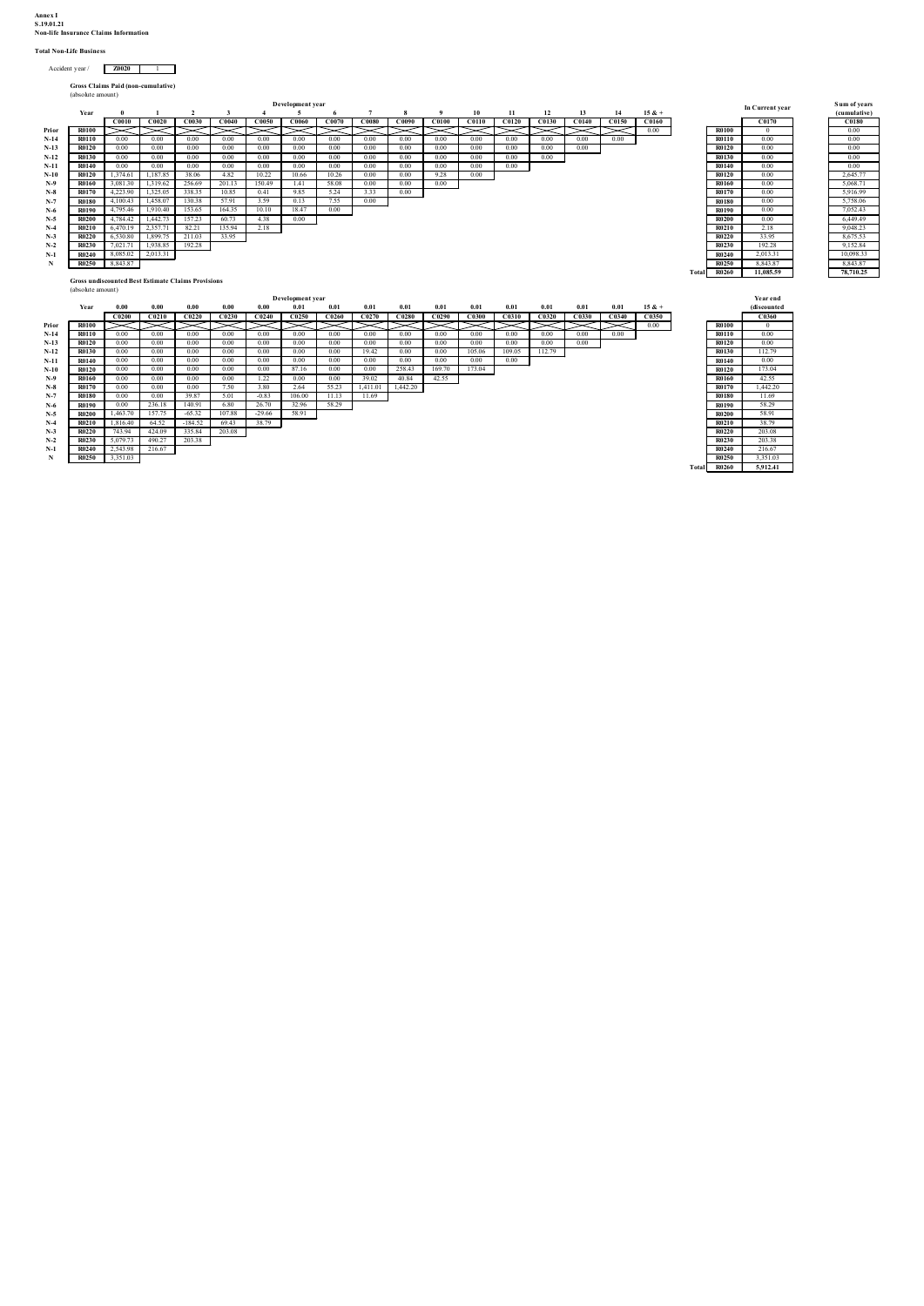**Annex I**
**S.19.01.21**
**Non-life Insurance Claims Information**

**Total Non-Life Business**

Accident year / **Z0020** 1

**Gross Claims Paid (non-cumulative)**
(absolute amount)

| | Year | 0 | 1 | 2 | 3 | 4 | 5 | 6 | 7 | 8 | 9 | 10 | 11 | 12 | 13 | 14 | 15 & + | | | In Current year | Sum of years (cumulative) |
|---|---|---|---|---|---|---|---|---|---|---|---|---|---|---|---|---|---|---|---|---|---|
| | | C0010 | C0020 | C0030 | C0040 | C0050 | C0060 | C0070 | C0080 | C0090 | C0100 | C0110 | C0120 | C0130 | C0140 | C0150 | C0160 | | | C0170 | C0180 |
| Prior | R0100 | | | | | | | | | | | | | | | | 0.00 | | R0100 | 0 | 0.00 |
| N-14 | R0110 | 0.00 | 0.00 | 0.00 | 0.00 | 0.00 | 0.00 | 0.00 | 0.00 | 0.00 | 0.00 | 0.00 | 0.00 | 0.00 | 0.00 | 0.00 | | | R0110 | 0.00 | 0.00 |
| N-13 | R0120 | 0.00 | 0.00 | 0.00 | 0.00 | 0.00 | 0.00 | 0.00 | 0.00 | 0.00 | 0.00 | 0.00 | 0.00 | 0.00 | 0.00 | | | | R0120 | 0.00 | 0.00 |
| N-12 | R0130 | 0.00 | 0.00 | 0.00 | 0.00 | 0.00 | 0.00 | 0.00 | 0.00 | 0.00 | 0.00 | 0.00 | 0.00 | 0.00 | | | | | R0130 | 0.00 | 0.00 |
| N-11 | R0140 | 0.00 | 0.00 | 0.00 | 0.00 | 0.00 | 0.00 | 0.00 | 0.00 | 0.00 | 0.00 | 0.00 | 0.00 | | | | | | R0140 | 0.00 | 0.00 |
| N-10 | R0120 | 1,374.61 | 1,187.85 | 38.06 | 4.82 | 10.22 | 10.66 | 10.26 | 0.00 | 0.00 | 9.28 | 0.00 | | | | | | | R0120 | 0.00 | 2,645.77 |
| N-9 | R0160 | 3,081.30 | 1,319.62 | 256.69 | 201.13 | 150.49 | 1.41 | 58.08 | 0.00 | 0.00 | 0.00 | | | | | | | | R0160 | 0.00 | 5,068.71 |
| N-8 | R0170 | 4,223.90 | 1,325.05 | 338.35 | 10.85 | 0.41 | 9.85 | 5.24 | 3.33 | 0.00 | | | | | | | | | R0170 | 0.00 | 5,916.99 |
| N-7 | R0180 | 4,100.43 | 1,458.07 | 130.38 | 57.91 | 3.59 | 0.13 | 7.55 | 0.00 | | | | | | | | | | R0180 | 0.00 | 5,758.06 |
| N-6 | R0190 | 4,795.46 | 1,910.40 | 153.65 | 164.35 | 10.10 | 18.47 | 0.00 | | | | | | | | | | | R0190 | 0.00 | 7,052.43 |
| N-5 | R0200 | 4,784.42 | 1,442.73 | 157.23 | 60.73 | 4.38 | 0.00 | | | | | | | | | | | | R0200 | 0.00 | 6,449.49 |
| N-4 | R0210 | 6,470.19 | 2,357.71 | 82.21 | 135.94 | 2.18 | | | | | | | | | | | | | R0210 | 2.18 | 9,048.23 |
| N-3 | R0220 | 6,530.80 | 1,899.75 | 211.03 | 33.95 | | | | | | | | | | | | | | R0220 | 33.95 | 8,675.53 |
| N-2 | R0230 | 7,021.71 | 1,938.85 | 192.28 | | | | | | | | | | | | | | | R0230 | 192.28 | 9,152.84 |
| N-1 | R0240 | 8,085.02 | 2,013.31 | | | | | | | | | | | | | | | | R0240 | 2,013.31 | 10,098.33 |
| N | R0250 | 8,843.87 | | | | | | | | | | | | | | | | | R0250 | 8,843.87 | 8,843.87 |
| | | | | | | | | | | | | | | | | | | Total | R0260 | 11,085.59 | 78,710.25 |

**Gross undiscounted Best Estimate Claims Provisions**
(absolute amount)

| | Year | 0.00 | 0.00 | 0.00 | 0.00 | 0.00 | 0.01 | 0.01 | 0.01 | 0.01 | 0.01 | 0.01 | 0.01 | 0.01 | 0.01 | 0.01 | 15 & + | | | Year end (discounted |
|---|---|---|---|---|---|---|---|---|---|---|---|---|---|---|---|---|---|---|---|---|
| | | C0200 | C0210 | C0220 | C0230 | C0240 | C0250 | C0260 | C0270 | C0280 | C0290 | C0300 | C0310 | C0320 | C0330 | C0340 | C0350 | | | C0360 |
| Prior | R0100 | | | | | | | | | | | | | | | | 0.00 | | R0100 | 0 |
| N-14 | R0110 | 0.00 | 0.00 | 0.00 | 0.00 | 0.00 | 0.00 | 0.00 | 0.00 | 0.00 | 0.00 | 0.00 | 0.00 | 0.00 | 0.00 | 0.00 | | | R0110 | 0.00 |
| N-13 | R0120 | 0.00 | 0.00 | 0.00 | 0.00 | 0.00 | 0.00 | 0.00 | 0.00 | 0.00 | 0.00 | 0.00 | 0.00 | 0.00 | 0.00 | | | | R0120 | 0.00 |
| N-12 | R0130 | 0.00 | 0.00 | 0.00 | 0.00 | 0.00 | 0.00 | 0.00 | 19.42 | 0.00 | 0.00 | 105.06 | 109.05 | 112.79 | | | | | R0130 | 112.79 |
| N-11 | R0140 | 0.00 | 0.00 | 0.00 | 0.00 | 0.00 | 0.00 | 0.00 | 0.00 | 0.00 | 0.00 | 0.00 | 0.00 | | | | | | R0140 | 0.00 |
| N-10 | R0120 | 0.00 | 0.00 | 0.00 | 0.00 | 0.00 | 87.16 | 0.00 | 0.00 | 258.43 | 169.70 | 173.04 | | | | | | | R0120 | 173.04 |
| N-9 | R0160 | 0.00 | 0.00 | 0.00 | 0.00 | 1.22 | 0.00 | 0.00 | 39.02 | 40.84 | 42.55 | | | | | | | | R0160 | 42.55 |
| N-8 | R0170 | 0.00 | 0.00 | 0.00 | 7.50 | 3.80 | 2.64 | 55.23 | 1,411.01 | 1,442.20 | | | | | | | | | R0170 | 1,442.20 |
| N-7 | R0180 | 0.00 | 0.00 | 39.87 | 5.01 | -0.83 | 106.00 | 11.13 | 11.69 | | | | | | | | | | R0180 | 11.69 |
| N-6 | R0190 | 0.00 | 236.18 | 140.91 | 6.80 | 26.70 | 32.96 | 58.29 | | | | | | | | | | | R0190 | 58.29 |
| N-5 | R0200 | 1,463.70 | 157.75 | -65.32 | 107.88 | -29.66 | 58.91 | | | | | | | | | | | | R0200 | 58.91 |
| N-4 | R0210 | 1,816.40 | 64.52 | -184.52 | 69.43 | 38.79 | | | | | | | | | | | | | R0210 | 38.79 |
| N-3 | R0220 | 743.94 | 424.09 | 335.84 | 203.08 | | | | | | | | | | | | | | R0220 | 203.08 |
| N-2 | R0230 | 5,079.73 | 490.27 | 203.38 | | | | | | | | | | | | | | | R0230 | 203.38 |
| N-1 | R0240 | 2,543.98 | 216.67 | | | | | | | | | | | | | | | | R0240 | 216.67 |
| N | R0250 | 3,351.03 | | | | | | | | | | | | | | | | | R0250 | 3,351.03 |
| | | | | | | | | | | | | | | | | | | Total | R0260 | 5,912.41 |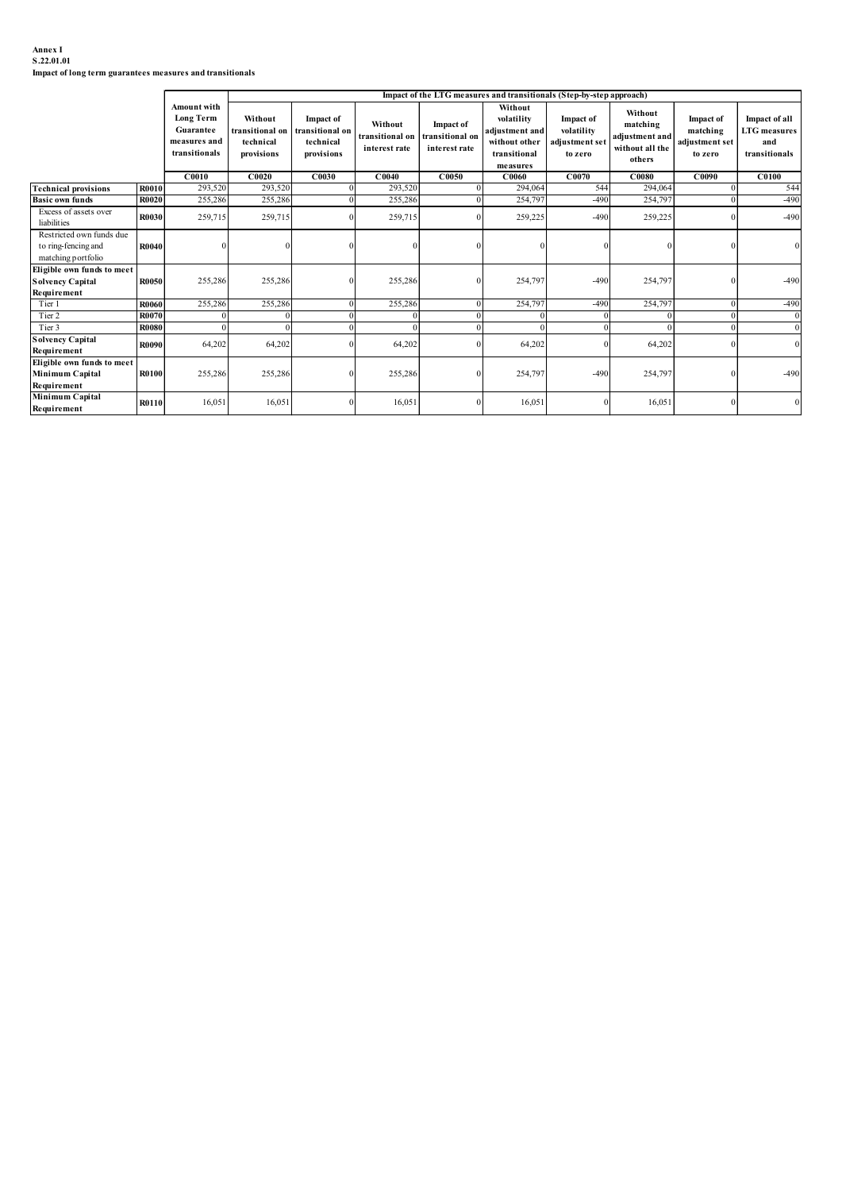**Annex I**
**S.22.01.01**
**Impact of long term guarantees measures and transitionals**

| | | Amount with Long Term Guarantee measures and transitionals | Impact of the LTG measures and transitionals (Step-by-step approach) | | | | | | | | |
|---|---|---|---|---|---|---|---|---|---|---|---|
| | | | Without transitional on technical provisions | Impact of transitional on technical provisions | Without transitional on interest rate | Impact of transitional on interest rate | Without volatility adjustment and without other transitional measures | Impact of volatility adjustment set to zero | Without matching adjustment and without all the others | Impact of matching adjustment set to zero | Impact of all LTG measures and transitionals |
| | | C0010 | C0020 | C0030 | C0040 | C0050 | C0060 | C0070 | C0080 | C0090 | C0100 |
| **Technical provisions** | **R0010** | 293,520 | 293,520 | 0 | 293,520 | 0 | 294,064 | 544 | 294,064 | 0 | 544 |
| **Basic own funds** | **R0020** | 255,286 | 255,286 | 0 | 255,286 | 0 | 254,797 | -490 | 254,797 | 0 | -490 |
| Excess of assets over liabilities | **R0030** | 259,715 | 259,715 | 0 | 259,715 | 0 | 259,225 | -490 | 259,225 | 0 | -490 |
| Restricted own funds due to ring-fencing and matching portfolio | **R0040** | 0 | 0 | 0 | 0 | 0 | 0 | 0 | 0 | 0 | 0 |
| **Eligible own funds to meet Solvency Capital Requirement** | **R0050** | 255,286 | 255,286 | 0 | 255,286 | 0 | 254,797 | -490 | 254,797 | 0 | -490 |
| Tier 1 | **R0060** | 255,286 | 255,286 | 0 | 255,286 | 0 | 254,797 | -490 | 254,797 | 0 | -490 |
| Tier 2 | **R0070** | 0 | 0 | 0 | 0 | 0 | 0 | 0 | 0 | 0 | 0 |
| Tier 3 | **R0080** | 0 | 0 | 0 | 0 | 0 | 0 | 0 | 0 | 0 | 0 |
| **Solvency Capital Requirement** | **R0090** | 64,202 | 64,202 | 0 | 64,202 | 0 | 64,202 | 0 | 64,202 | 0 | 0 |
| **Eligible own funds to meet Minimum Capital Requirement** | **R0100** | 255,286 | 255,286 | 0 | 255,286 | 0 | 254,797 | -490 | 254,797 | 0 | -490 |
| **Minimum Capital Requirement** | **R0110** | 16,051 | 16,051 | 0 | 16,051 | 0 | 16,051 | 0 | 16,051 | 0 | 0 |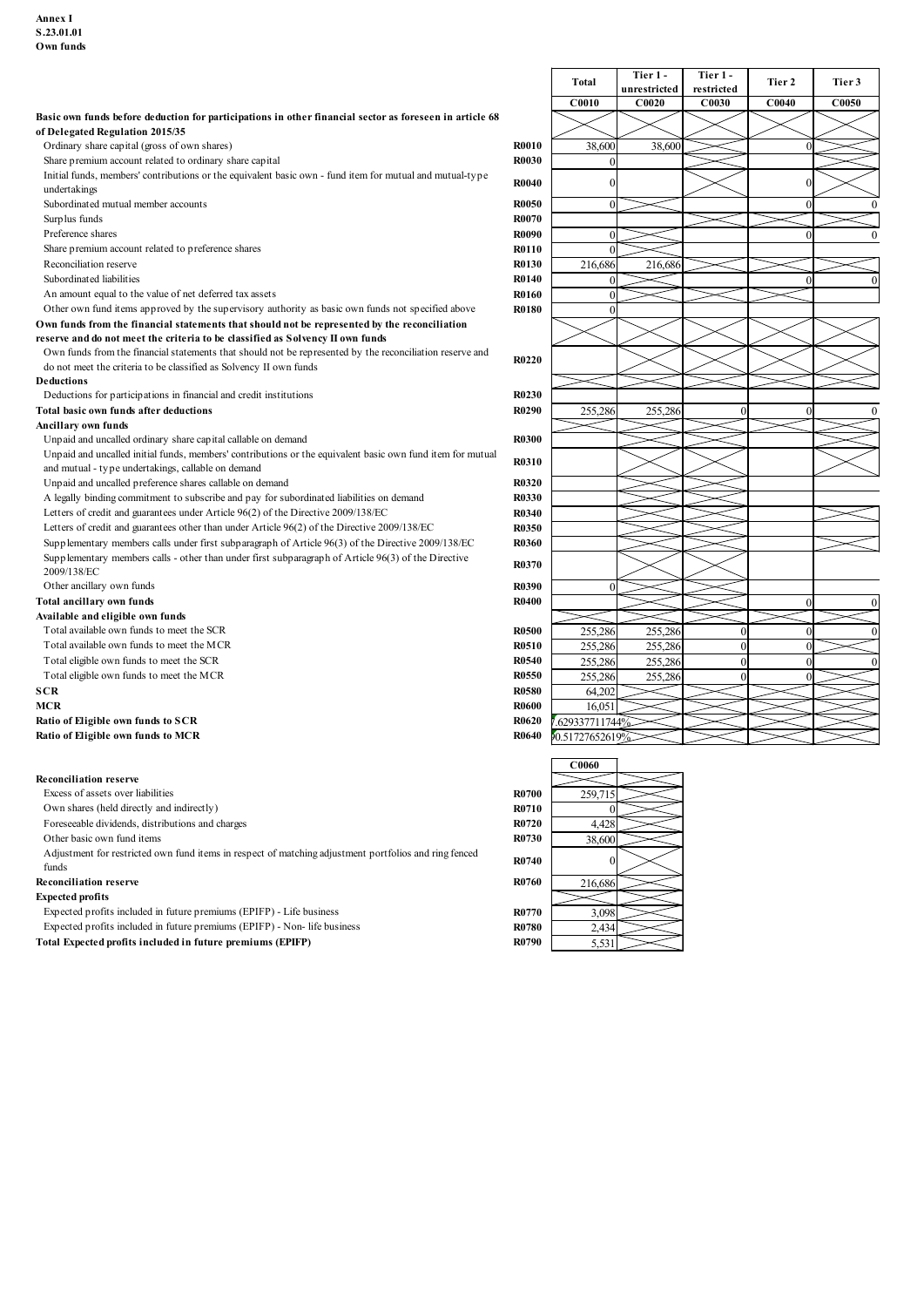**Annex I**
**S.23.01.01**
**Own funds**

| | | Total | Tier 1 - unrestricted | Tier 1 - restricted | Tier 2 | Tier 3 |
|---|---|---|---|---|---|---|
| | | C0010 | C0020 | C0030 | C0040 | C0050 |
| **Basic own funds before deduction for participations in other financial sector as foreseen in article 68 of Delegated Regulation 2015/35** | | | | | | |
| Ordinary share capital (gross of own shares) | R0010 | 38,600 | 38,600 | | 0 | |
| Share premium account related to ordinary share capital | R0030 | 0 | | | | |
| Initial funds, members' contributions or the equivalent basic own - fund item for mutual and mutual-type undertakings | R0040 | 0 | | | 0 | |
| Subordinated mutual member accounts | R0050 | 0 | | | 0 | 0 |
| Surplus funds | R0070 | | | | | |
| Preference shares | R0090 | 0 | | | 0 | 0 |
| Share premium account related to preference shares | R0110 | 0 | | | | |
| Reconciliation reserve | R0130 | 216,686 | 216,686 | | | |
| Subordinated liabilities | R0140 | 0 | | | 0 | 0 |
| An amount equal to the value of net deferred tax assets | R0160 | 0 | | | | |
| Other own fund items approved by the supervisory authority as basic own funds not specified above | R0180 | 0 | | | | |
| **Own funds from the financial statements that should not be represented by the reconciliation reserve and do not meet the criteria to be classified as Solvency II own funds** | | | | | | |
| Own funds from the financial statements that should not be represented by the reconciliation reserve and do not meet the criteria to be classified as Solvency II own funds | R0220 | | | | | |
| **Deductions** | | | | | | |
| Deductions for participations in financial and credit institutions | R0230 | | | | | |
| **Total basic own funds after deductions** | R0290 | 255,286 | 255,286 | 0 | 0 | 0 |
| **Ancillary own funds** | | | | | | |
| Unpaid and uncalled ordinary share capital callable on demand | R0300 | | | | | |
| Unpaid and uncalled initial funds, members' contributions or the equivalent basic own fund item for mutual and mutual - type undertakings, callable on demand | R0310 | | | | | |
| Unpaid and uncalled preference shares callable on demand | R0320 | | | | | |
| A legally binding commitment to subscribe and pay for subordinated liabilities on demand | R0330 | | | | | |
| Letters of credit and guarantees under Article 96(2) of the Directive 2009/138/EC | R0340 | | | | | |
| Letters of credit and guarantees other than under Article 96(2) of the Directive 2009/138/EC | R0350 | | | | | |
| Supplementary members calls under first subparagraph of Article 96(3) of the Directive 2009/138/EC | R0360 | | | | | |
| Supplementary members calls - other than under first subparagraph of Article 96(3) of the Directive 2009/138/EC | R0370 | | | | | |
| Other ancillary own funds | R0390 | 0 | | | | |
| **Total ancillary own funds** | R0400 | | | | 0 | 0 |
| **Available and eligible own funds** | | | | | | |
| Total available own funds to meet the SCR | R0500 | 255,286 | 255,286 | 0 | 0 | 0 |
| Total available own funds to meet the MCR | R0510 | 255,286 | 255,286 | 0 | 0 | |
| Total eligible own funds to meet the SCR | R0540 | 255,286 | 255,286 | 0 | 0 | 0 |
| Total eligible own funds to meet the MCR | R0550 | 255,286 | 255,286 | 0 | 0 | |
| **SCR** | R0580 | 64,202 | | | | |
| **MCR** | R0600 | 16,051 | | | | |
| **Ratio of Eligible own funds to SCR** | R0620 | .629337711744% | | | | |
| **Ratio of Eligible own funds to MCR** | R0640 | )0.51727652619% | | | | |

| | | C0060 |
|---|---|---|
| **Reconciliation reserve** | | |
| Excess of assets over liabilities | R0700 | 259,715 |
| Own shares (held directly and indirectly) | R0710 | 0 |
| Foreseeable dividends, distributions and charges | R0720 | 4,428 |
| Other basic own fund items | R0730 | 38,600 |
| Adjustment for restricted own fund items in respect of matching adjustment portfolios and ring fenced funds | R0740 | 0 |
| **Reconciliation reserve** | R0760 | 216,686 |
| **Expected profits** | | |
| Expected profits included in future premiums (EPIFP) - Life business | R0770 | 3,098 |
| Expected profits included in future premiums (EPIFP) - Non- life business | R0780 | 2,434 |
| **Total Expected profits included in future premiums (EPIFP)** | R0790 | 5,531 |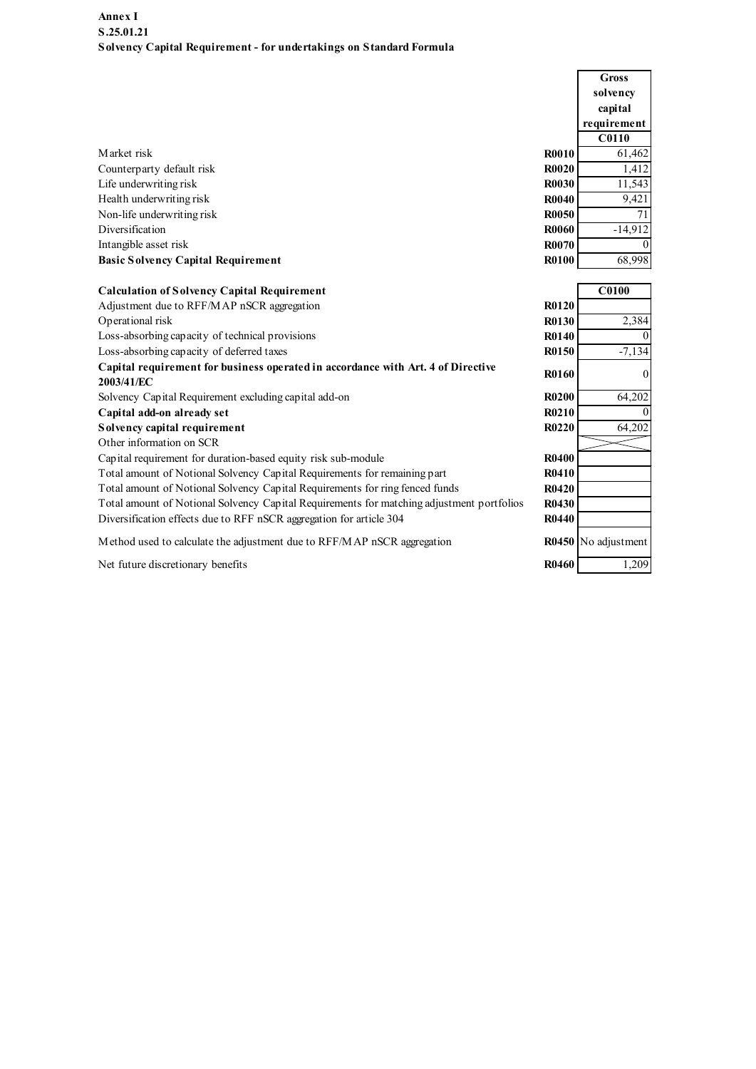**Annex I**
**S.25.01.21**
**Solvency Capital Requirement - for undertakings on Standard Formula**

| | | Gross solvency capital requirement |
|---|---|---|
| | | **C0110** |
| Market risk | **R0010** | 61,462 |
| Counterparty default risk | **R0020** | 1,412 |
| Life underwriting risk | **R0030** | 11,543 |
| Health underwriting risk | **R0040** | 9,421 |
| Non-life underwriting risk | **R0050** | 71 |
| Diversification | **R0060** | -14,912 |
| Intangible asset risk | **R0070** | 0 |
| **Basic Solvency Capital Requirement** | **R0100** | 68,998 |

| **Calculation of Solvency Capital Requirement** | | **C0100** |
|---|---|---|
| Adjustment due to RFF/MAP nSCR aggregation | **R0120** | |
| Operational risk | **R0130** | 2,384 |
| Loss-absorbing capacity of technical provisions | **R0140** | 0 |
| Loss-absorbing capacity of deferred taxes | **R0150** | -7,134 |
| **Capital requirement for business operated in accordance with Art. 4 of Directive 2003/41/EC** | **R0160** | 0 |
| Solvency Capital Requirement excluding capital add-on | **R0200** | 64,202 |
| **Capital add-on already set** | **R0210** | 0 |
| **Solvency capital requirement** | **R0220** | 64,202 |
| Other information on SCR | | |
| Capital requirement for duration-based equity risk sub-module | **R0400** | |
| Total amount of Notional Solvency Capital Requirements for remaining part | **R0410** | |
| Total amount of Notional Solvency Capital Requirements for ring fenced funds | **R0420** | |
| Total amount of Notional Solvency Capital Requirements for matching adjustment portfolios | **R0430** | |
| Diversification effects due to RFF nSCR aggregation for article 304 | **R0440** | |
| Method used to calculate the adjustment due to RFF/MAP nSCR aggregation | **R0450** | No adjustment |
| Net future discretionary benefits | **R0460** | 1,209 |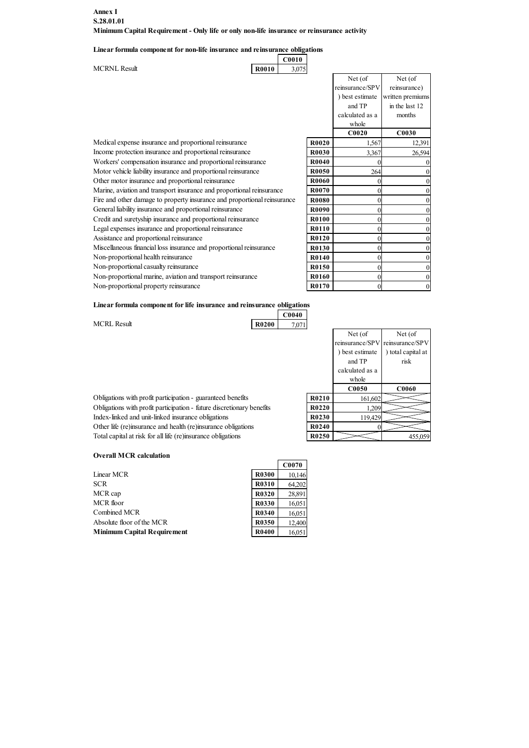**Annex I**

**S.28.01.01**

**Minimum Capital Requirement - Only life or only non-life insurance or reinsurance activity**

**Linear formula component for non-life insurance and reinsurance obligations**

| | | C0010 |
|---|---|---|
| MCRNL Result | R0010 | 3,075 |

| | | Net (of reinsurance/SPV) best estimate and TP calculated as a whole | Net (of reinsurance) written premiums in the last 12 months |
|---|---|---|---|
| | | C0020 | C0030 |
| Medical expense insurance and proportional reinsurance | R0020 | 1,567 | 12,391 |
| Income protection insurance and proportional reinsurance | R0030 | 3,367 | 26,594 |
| Workers' compensation insurance and proportional reinsurance | R0040 | 0 | 0 |
| Motor vehicle liability insurance and proportional reinsurance | R0050 | 264 | 0 |
| Other motor insurance and proportional reinsurance | R0060 | 0 | 0 |
| Marine, aviation and transport insurance and proportional reinsurance | R0070 | 0 | 0 |
| Fire and other damage to property insurance and proportional reinsurance | R0080 | 0 | 0 |
| General liability insurance and proportional reinsurance | R0090 | 0 | 0 |
| Credit and suretyship insurance and proportional reinsurance | R0100 | 0 | 0 |
| Legal expenses insurance and proportional reinsurance | R0110 | 0 | 0 |
| Assistance and proportional reinsurance | R0120 | 0 | 0 |
| Miscellaneous financial loss insurance and proportional reinsurance | R0130 | 0 | 0 |
| Non-proportional health reinsurance | R0140 | 0 | 0 |
| Non-proportional casualty reinsurance | R0150 | 0 | 0 |
| Non-proportional marine, aviation and transport reinsurance | R0160 | 0 | 0 |
| Non-proportional property reinsurance | R0170 | 0 | 0 |

**Linear formula component for life insurance and reinsurance obligations**

| | | C0040 |
|---|---|---|
| MCRL Result | R0200 | 7,071 |

| | | Net (of reinsurance/SPV) best estimate and TP calculated as a whole | Net (of reinsurance/SPV) total capital at risk |
|---|---|---|---|
| | | C0050 | C0060 |
| Obligations with profit participation - guaranteed benefits | R0210 | 161,602 | |
| Obligations with profit participation - future discretionary benefits | R0220 | 1,209 | |
| Index-linked and unit-linked insurance obligations | R0230 | 119,429 | |
| Other life (re)insurance and health (re)insurance obligations | R0240 | 0 | |
| Total capital at risk for all life (re)insurance obligations | R0250 | | 455,059 |

**Overall MCR calculation**

| | | C0070 |
|---|---|---|
| Linear MCR | R0300 | 10,146 |
| SCR | R0310 | 64,202 |
| MCR cap | R0320 | 28,891 |
| MCR floor | R0330 | 16,051 |
| Combined MCR | R0340 | 16,051 |
| Absolute floor of the MCR | R0350 | 12,400 |
| **Minimum Capital Requirement** | R0400 | 16,051 |